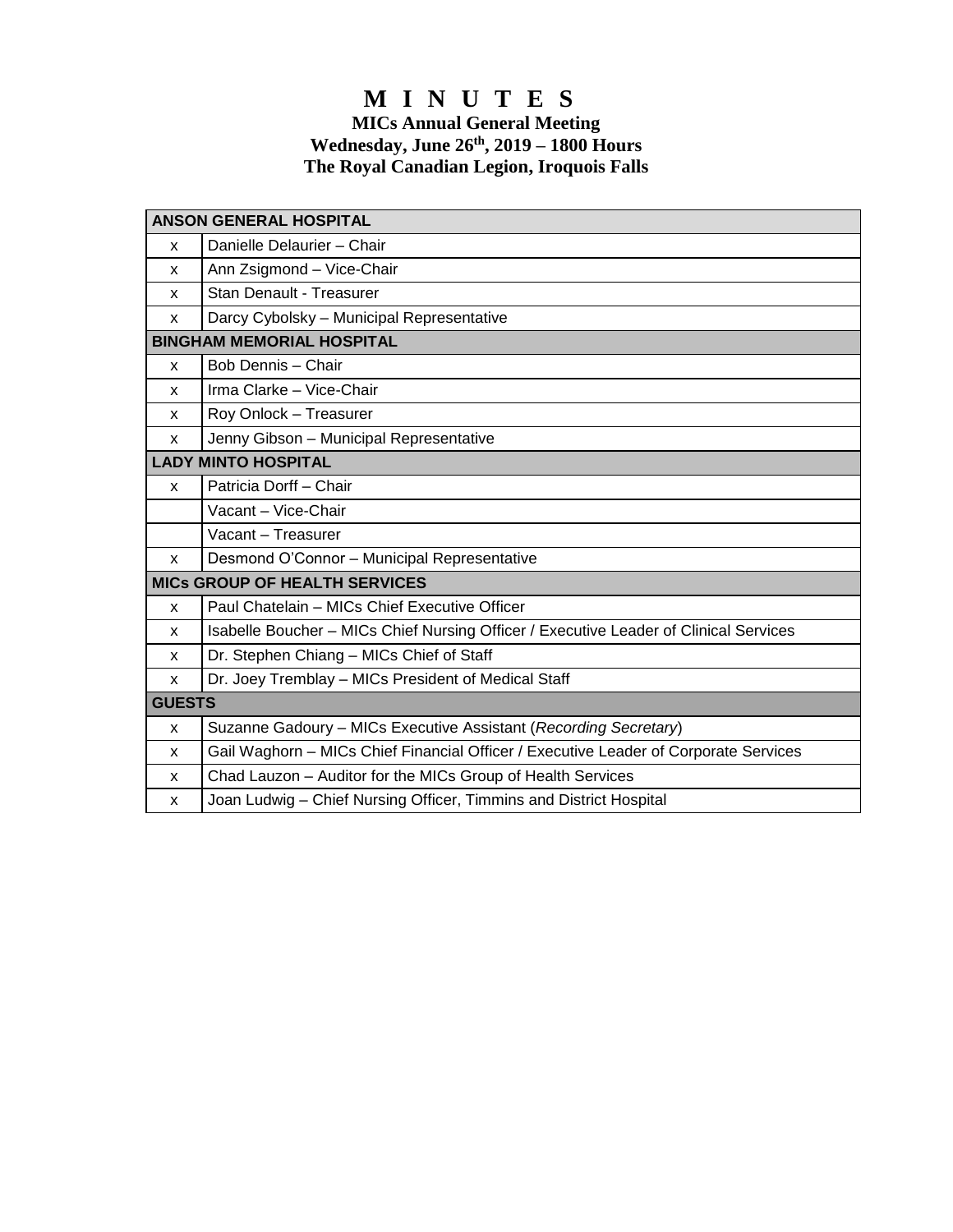# M I N U T E S

**MICs Annual General Meeting**
**Wednesday, June 26th, 2019 – 1800 Hours**
**The Royal Canadian Legion, Iroquois Falls**

| | |
|---|---|
| **ANSON GENERAL HOSPITAL** | |
| x | Danielle Delaurier – Chair |
| x | Ann Zsigmond – Vice-Chair |
| x | Stan Denault - Treasurer |
| x | Darcy Cybolsky – Municipal Representative |
| **BINGHAM MEMORIAL HOSPITAL** | |
| x | Bob Dennis – Chair |
| x | Irma Clarke – Vice-Chair |
| x | Roy Onlock – Treasurer |
| x | Jenny Gibson – Municipal Representative |
| **LADY MINTO HOSPITAL** | |
| x | Patricia Dorff – Chair |
| | Vacant – Vice-Chair |
| | Vacant – Treasurer |
| x | Desmond O'Connor – Municipal Representative |
| **MICs GROUP OF HEALTH SERVICES** | |
| x | Paul Chatelain – MICs Chief Executive Officer |
| x | Isabelle Boucher – MICs Chief Nursing Officer / Executive Leader of Clinical Services |
| x | Dr. Stephen Chiang – MICs Chief of Staff |
| x | Dr. Joey Tremblay – MICs President of Medical Staff |
| **GUESTS** | |
| x | Suzanne Gadoury – MICs Executive Assistant (*Recording Secretary*) |
| x | Gail Waghorn – MICs Chief Financial Officer / Executive Leader of Corporate Services |
| x | Chad Lauzon – Auditor for the MICs Group of Health Services |
| x | Joan Ludwig – Chief Nursing Officer, Timmins and District Hospital |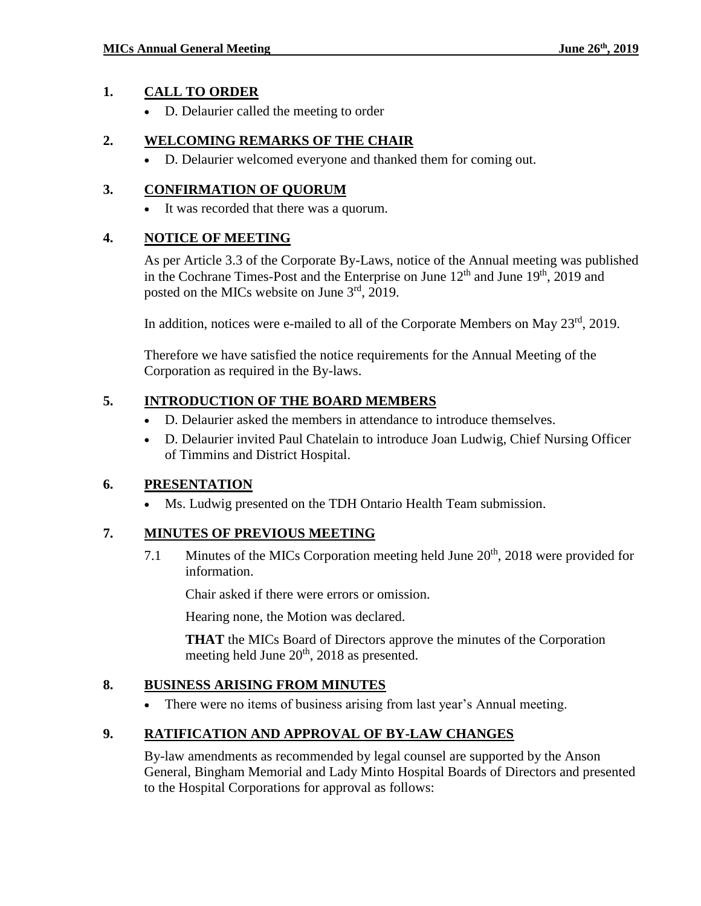## 1. CALL TO ORDER

- D. Delaurier called the meeting to order

## 2. WELCOMING REMARKS OF THE CHAIR

- D. Delaurier welcomed everyone and thanked them for coming out.

## 3. CONFIRMATION OF QUORUM

- It was recorded that there was a quorum.

## 4. NOTICE OF MEETING

As per Article 3.3 of the Corporate By-Laws, notice of the Annual meeting was published in the Cochrane Times-Post and the Enterprise on June 12th and June 19th, 2019 and posted on the MICs website on June 3rd, 2019.

In addition, notices were e-mailed to all of the Corporate Members on May 23rd, 2019.

Therefore we have satisfied the notice requirements for the Annual Meeting of the Corporation as required in the By-laws.

## 5. INTRODUCTION OF THE BOARD MEMBERS

- D. Delaurier asked the members in attendance to introduce themselves.
- D. Delaurier invited Paul Chatelain to introduce Joan Ludwig, Chief Nursing Officer of Timmins and District Hospital.

## 6. PRESENTATION

- Ms. Ludwig presented on the TDH Ontario Health Team submission.

## 7. MINUTES OF PREVIOUS MEETING

7.1 Minutes of the MICs Corporation meeting held June 20th, 2018 were provided for information.

Chair asked if there were errors or omission.

Hearing none, the Motion was declared.

**THAT** the MICs Board of Directors approve the minutes of the Corporation meeting held June 20th, 2018 as presented.

## 8. BUSINESS ARISING FROM MINUTES

- There were no items of business arising from last year's Annual meeting.

## 9. RATIFICATION AND APPROVAL OF BY-LAW CHANGES

By-law amendments as recommended by legal counsel are supported by the Anson General, Bingham Memorial and Lady Minto Hospital Boards of Directors and presented to the Hospital Corporations for approval as follows: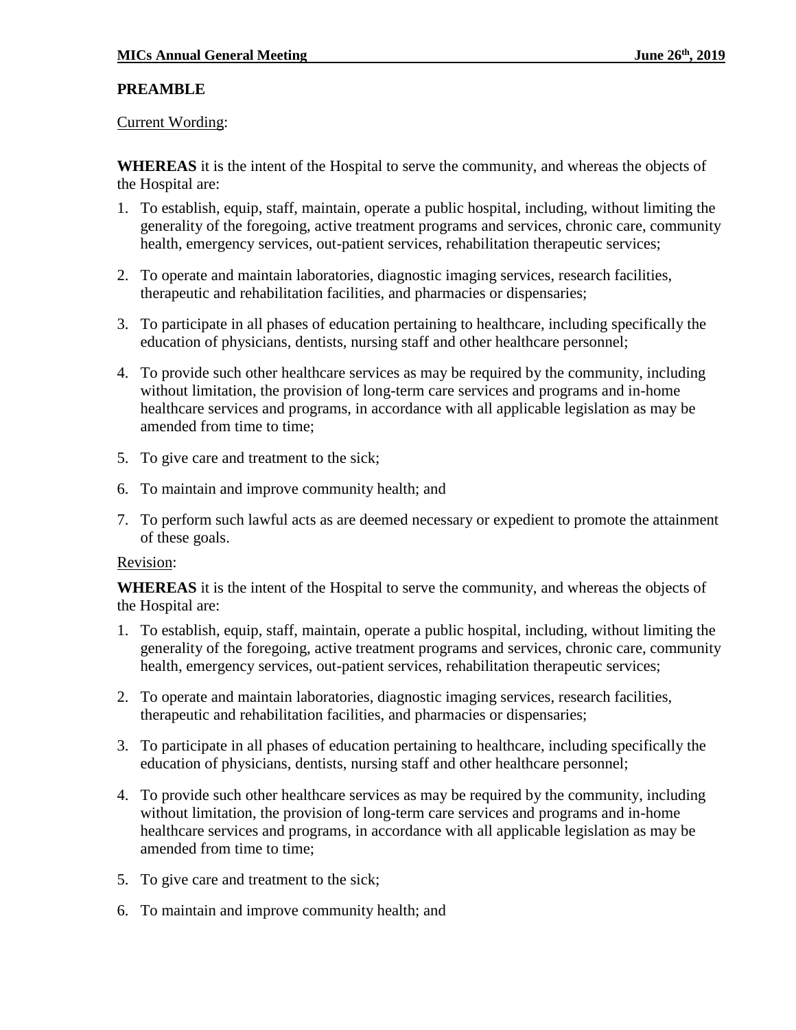## PREAMBLE

Current Wording:

**WHEREAS** it is the intent of the Hospital to serve the community, and whereas the objects of the Hospital are:

1. To establish, equip, staff, maintain, operate a public hospital, including, without limiting the generality of the foregoing, active treatment programs and services, chronic care, community health, emergency services, out-patient services, rehabilitation therapeutic services;
2. To operate and maintain laboratories, diagnostic imaging services, research facilities, therapeutic and rehabilitation facilities, and pharmacies or dispensaries;
3. To participate in all phases of education pertaining to healthcare, including specifically the education of physicians, dentists, nursing staff and other healthcare personnel;
4. To provide such other healthcare services as may be required by the community, including without limitation, the provision of long-term care services and programs and in-home healthcare services and programs, in accordance with all applicable legislation as may be amended from time to time;
5. To give care and treatment to the sick;
6. To maintain and improve community health; and
7. To perform such lawful acts as are deemed necessary or expedient to promote the attainment of these goals.

Revision:

**WHEREAS** it is the intent of the Hospital to serve the community, and whereas the objects of the Hospital are:

1. To establish, equip, staff, maintain, operate a public hospital, including, without limiting the generality of the foregoing, active treatment programs and services, chronic care, community health, emergency services, out-patient services, rehabilitation therapeutic services;
2. To operate and maintain laboratories, diagnostic imaging services, research facilities, therapeutic and rehabilitation facilities, and pharmacies or dispensaries;
3. To participate in all phases of education pertaining to healthcare, including specifically the education of physicians, dentists, nursing staff and other healthcare personnel;
4. To provide such other healthcare services as may be required by the community, including without limitation, the provision of long-term care services and programs and in-home healthcare services and programs, in accordance with all applicable legislation as may be amended from time to time;
5. To give care and treatment to the sick;
6. To maintain and improve community health; and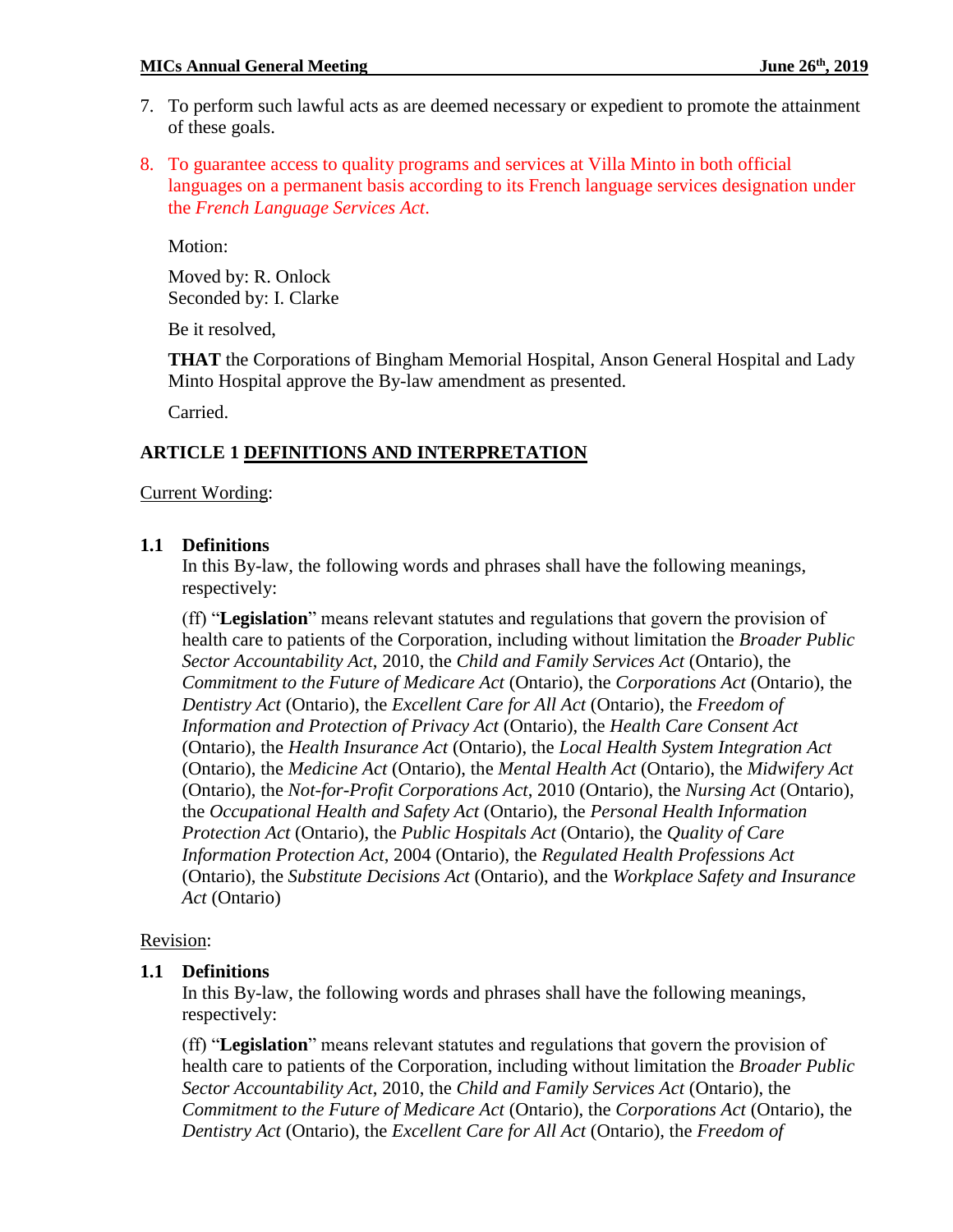7. To perform such lawful acts as are deemed necessary or expedient to promote the attainment of these goals.

8. To guarantee access to quality programs and services at Villa Minto in both official languages on a permanent basis according to its French language services designation under the *French Language Services Act*.

Motion:

Moved by: R. Onlock
Seconded by: I. Clarke

Be it resolved,

**THAT** the Corporations of Bingham Memorial Hospital, Anson General Hospital and Lady Minto Hospital approve the By-law amendment as presented.

Carried.

## ARTICLE 1 DEFINITIONS AND INTERPRETATION

Current Wording:

**1.1 Definitions**

In this By-law, the following words and phrases shall have the following meanings, respectively:

(ff) "**Legislation**" means relevant statutes and regulations that govern the provision of health care to patients of the Corporation, including without limitation the *Broader Public Sector Accountability Act*, 2010, the *Child and Family Services Act* (Ontario), the *Commitment to the Future of Medicare Act* (Ontario), the *Corporations Act* (Ontario), the *Dentistry Act* (Ontario), the *Excellent Care for All Act* (Ontario), the *Freedom of Information and Protection of Privacy Act* (Ontario), the *Health Care Consent Act* (Ontario), the *Health Insurance Act* (Ontario), the *Local Health System Integration Act* (Ontario), the *Medicine Act* (Ontario), the *Mental Health Act* (Ontario), the *Midwifery Act* (Ontario), the *Not-for-Profit Corporations Act*, 2010 (Ontario), the *Nursing Act* (Ontario), the *Occupational Health and Safety Act* (Ontario), the *Personal Health Information Protection Act* (Ontario), the *Public Hospitals Act* (Ontario), the *Quality of Care Information Protection Act*, 2004 (Ontario), the *Regulated Health Professions Act* (Ontario), the *Substitute Decisions Act* (Ontario), and the *Workplace Safety and Insurance Act* (Ontario)

Revision:

**1.1 Definitions**

In this By-law, the following words and phrases shall have the following meanings, respectively:

(ff) "**Legislation**" means relevant statutes and regulations that govern the provision of health care to patients of the Corporation, including without limitation the *Broader Public Sector Accountability Act*, 2010, the *Child and Family Services Act* (Ontario), the *Commitment to the Future of Medicare Act* (Ontario), the *Corporations Act* (Ontario), the *Dentistry Act* (Ontario), the *Excellent Care for All Act* (Ontario), the *Freedom of*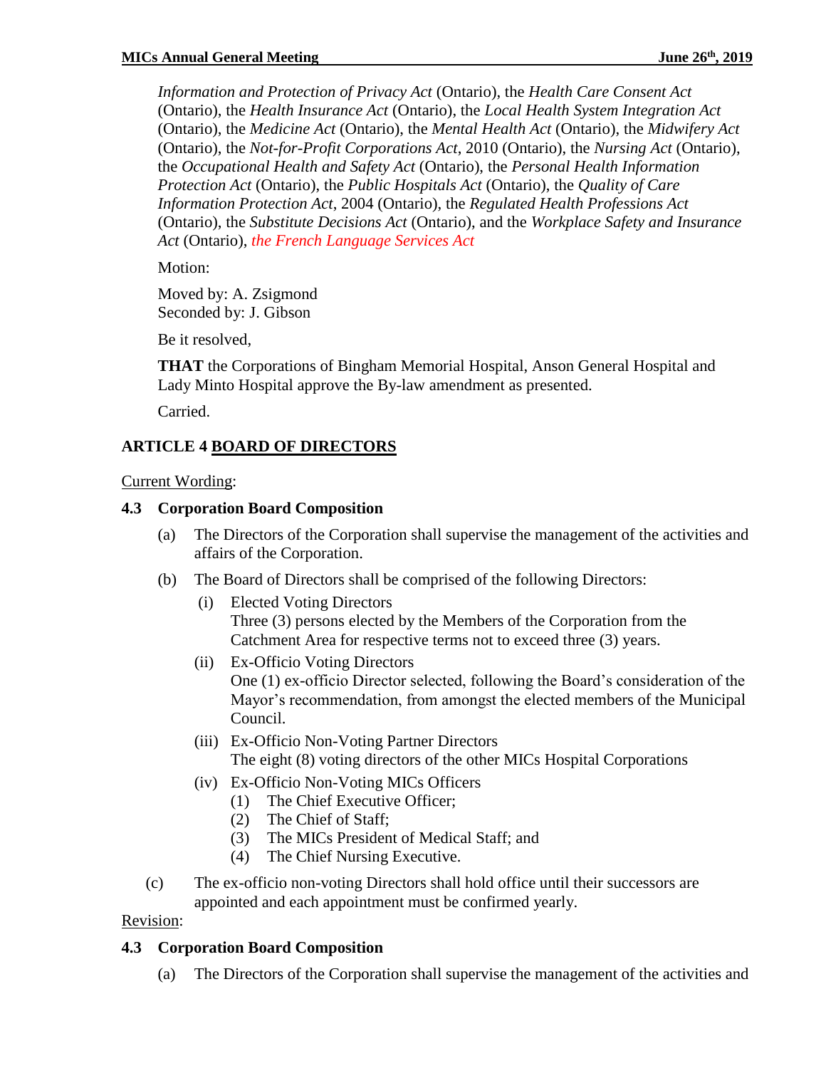*Information and Protection of Privacy Act* (Ontario), the *Health Care Consent Act* (Ontario), the *Health Insurance Act* (Ontario), the *Local Health System Integration Act* (Ontario), the *Medicine Act* (Ontario), the *Mental Health Act* (Ontario), the *Midwifery Act* (Ontario), the *Not-for-Profit Corporations Act*, 2010 (Ontario), the *Nursing Act* (Ontario), the *Occupational Health and Safety Act* (Ontario), the *Personal Health Information Protection Act* (Ontario), the *Public Hospitals Act* (Ontario), the *Quality of Care Information Protection Act*, 2004 (Ontario), the *Regulated Health Professions Act* (Ontario), the *Substitute Decisions Act* (Ontario), and the *Workplace Safety and Insurance Act* (Ontario), *the French Language Services Act*

Motion:

Moved by: A. Zsigmond
Seconded by: J. Gibson

Be it resolved,

**THAT** the Corporations of Bingham Memorial Hospital, Anson General Hospital and Lady Minto Hospital approve the By-law amendment as presented.

Carried.

## ARTICLE 4 BOARD OF DIRECTORS

Current Wording:

**4.3 Corporation Board Composition**

(a) The Directors of the Corporation shall supervise the management of the activities and affairs of the Corporation.

(b) The Board of Directors shall be comprised of the following Directors:

(i) Elected Voting Directors
Three (3) persons elected by the Members of the Corporation from the Catchment Area for respective terms not to exceed three (3) years.

(ii) Ex-Officio Voting Directors
One (1) ex-officio Director selected, following the Board's consideration of the Mayor's recommendation, from amongst the elected members of the Municipal Council.

(iii) Ex-Officio Non-Voting Partner Directors
The eight (8) voting directors of the other MICs Hospital Corporations

(iv) Ex-Officio Non-Voting MICs Officers
(1) The Chief Executive Officer;
(2) The Chief of Staff;
(3) The MICs President of Medical Staff; and
(4) The Chief Nursing Executive.

(c) The ex-officio non-voting Directors shall hold office until their successors are appointed and each appointment must be confirmed yearly.

Revision:

**4.3 Corporation Board Composition**

(a) The Directors of the Corporation shall supervise the management of the activities and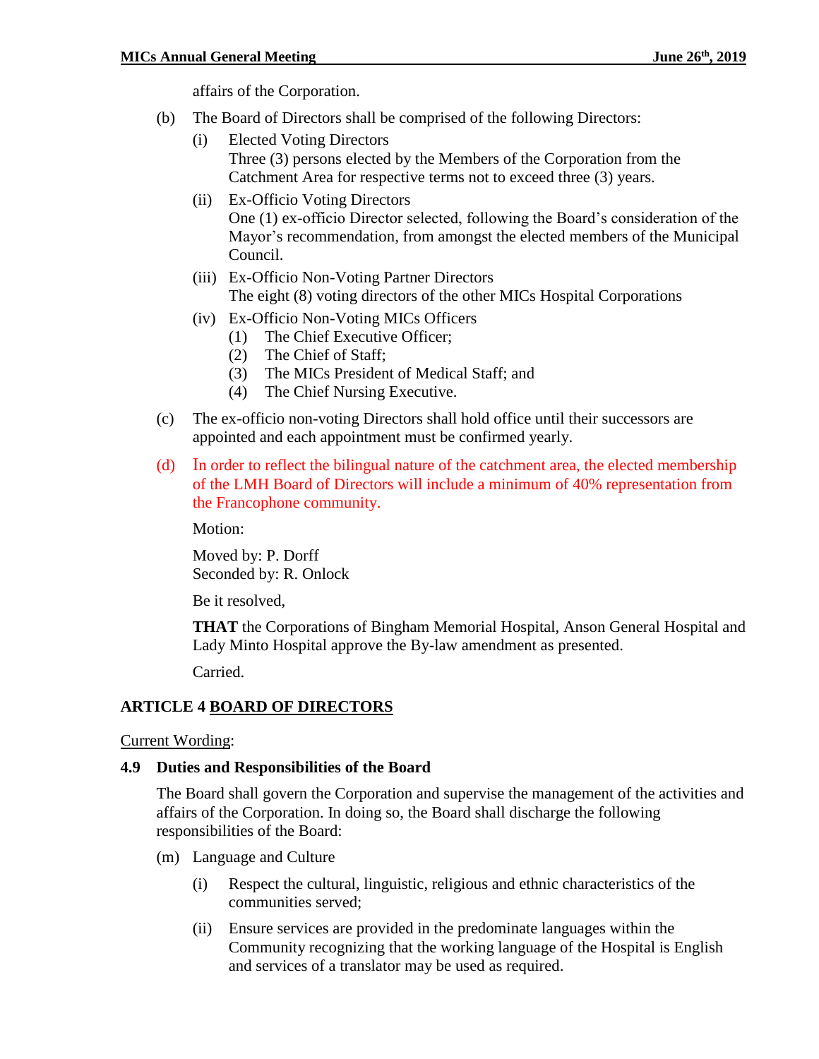affairs of the Corporation.

(b) The Board of Directors shall be comprised of the following Directors:

  (i) Elected Voting Directors
  Three (3) persons elected by the Members of the Corporation from the Catchment Area for respective terms not to exceed three (3) years.

  (ii) Ex-Officio Voting Directors
  One (1) ex-officio Director selected, following the Board's consideration of the Mayor's recommendation, from amongst the elected members of the Municipal Council.

  (iii) Ex-Officio Non-Voting Partner Directors
  The eight (8) voting directors of the other MICs Hospital Corporations

  (iv) Ex-Officio Non-Voting MICs Officers
    (1) The Chief Executive Officer;
    (2) The Chief of Staff;
    (3) The MICs President of Medical Staff; and
    (4) The Chief Nursing Executive.

(c) The ex-officio non-voting Directors shall hold office until their successors are appointed and each appointment must be confirmed yearly.

(d) In order to reflect the bilingual nature of the catchment area, the elected membership of the LMH Board of Directors will include a minimum of 40% representation from the Francophone community.

Motion:

Moved by: P. Dorff
Seconded by: R. Onlock

Be it resolved,

**THAT** the Corporations of Bingham Memorial Hospital, Anson General Hospital and Lady Minto Hospital approve the By-law amendment as presented.

Carried.

## ARTICLE 4 BOARD OF DIRECTORS

Current Wording:

### 4.9 Duties and Responsibilities of the Board

The Board shall govern the Corporation and supervise the management of the activities and affairs of the Corporation. In doing so, the Board shall discharge the following responsibilities of the Board:

(m) Language and Culture

  (i) Respect the cultural, linguistic, religious and ethnic characteristics of the communities served;

  (ii) Ensure services are provided in the predominate languages within the Community recognizing that the working language of the Hospital is English and services of a translator may be used as required.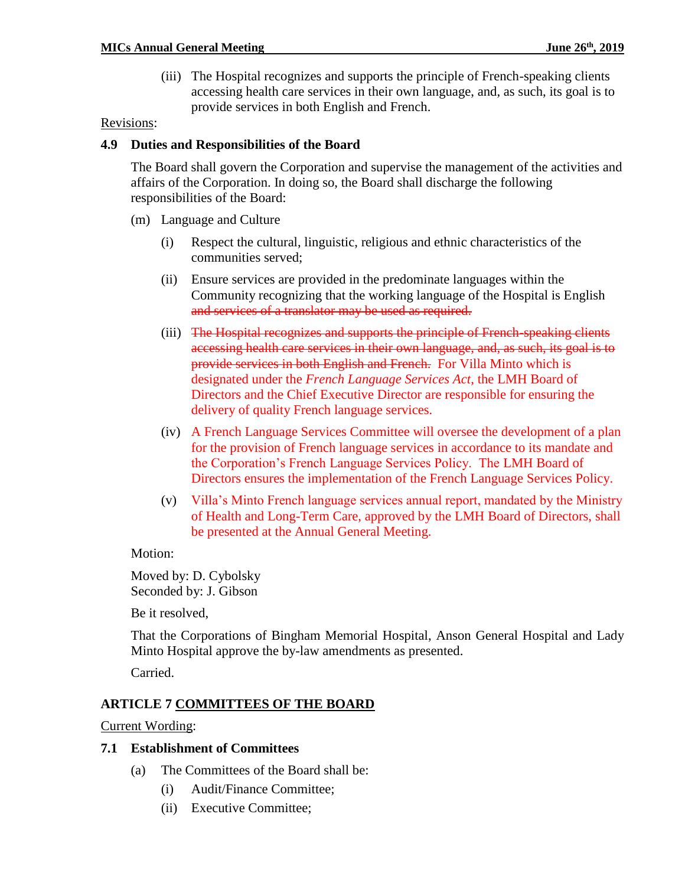(iii) The Hospital recognizes and supports the principle of French-speaking clients accessing health care services in their own language, and, as such, its goal is to provide services in both English and French.

Revisions:

**4.9 Duties and Responsibilities of the Board**

The Board shall govern the Corporation and supervise the management of the activities and affairs of the Corporation. In doing so, the Board shall discharge the following responsibilities of the Board:

(m) Language and Culture

(i) Respect the cultural, linguistic, religious and ethnic characteristics of the communities served;

(ii) Ensure services are provided in the predominate languages within the Community recognizing that the working language of the Hospital is English ~~and services of a translator may be used as required.~~

(iii) ~~The Hospital recognizes and supports the principle of French-speaking clients accessing health care services in their own language, and, as such, its goal is to provide services in both English and French.~~ For Villa Minto which is designated under the *French Language Services Act*, the LMH Board of Directors and the Chief Executive Director are responsible for ensuring the delivery of quality French language services.

(iv) A French Language Services Committee will oversee the development of a plan for the provision of French language services in accordance to its mandate and the Corporation's French Language Services Policy. The LMH Board of Directors ensures the implementation of the French Language Services Policy.

(v) Villa's Minto French language services annual report, mandated by the Ministry of Health and Long-Term Care, approved by the LMH Board of Directors, shall be presented at the Annual General Meeting.

Motion:

Moved by: D. Cybolsky
Seconded by: J. Gibson

Be it resolved,

That the Corporations of Bingham Memorial Hospital, Anson General Hospital and Lady Minto Hospital approve the by-law amendments as presented.

Carried.

## ARTICLE 7 COMMITTEES OF THE BOARD

Current Wording:

**7.1 Establishment of Committees**

(a) The Committees of the Board shall be:

(i) Audit/Finance Committee;

(ii) Executive Committee;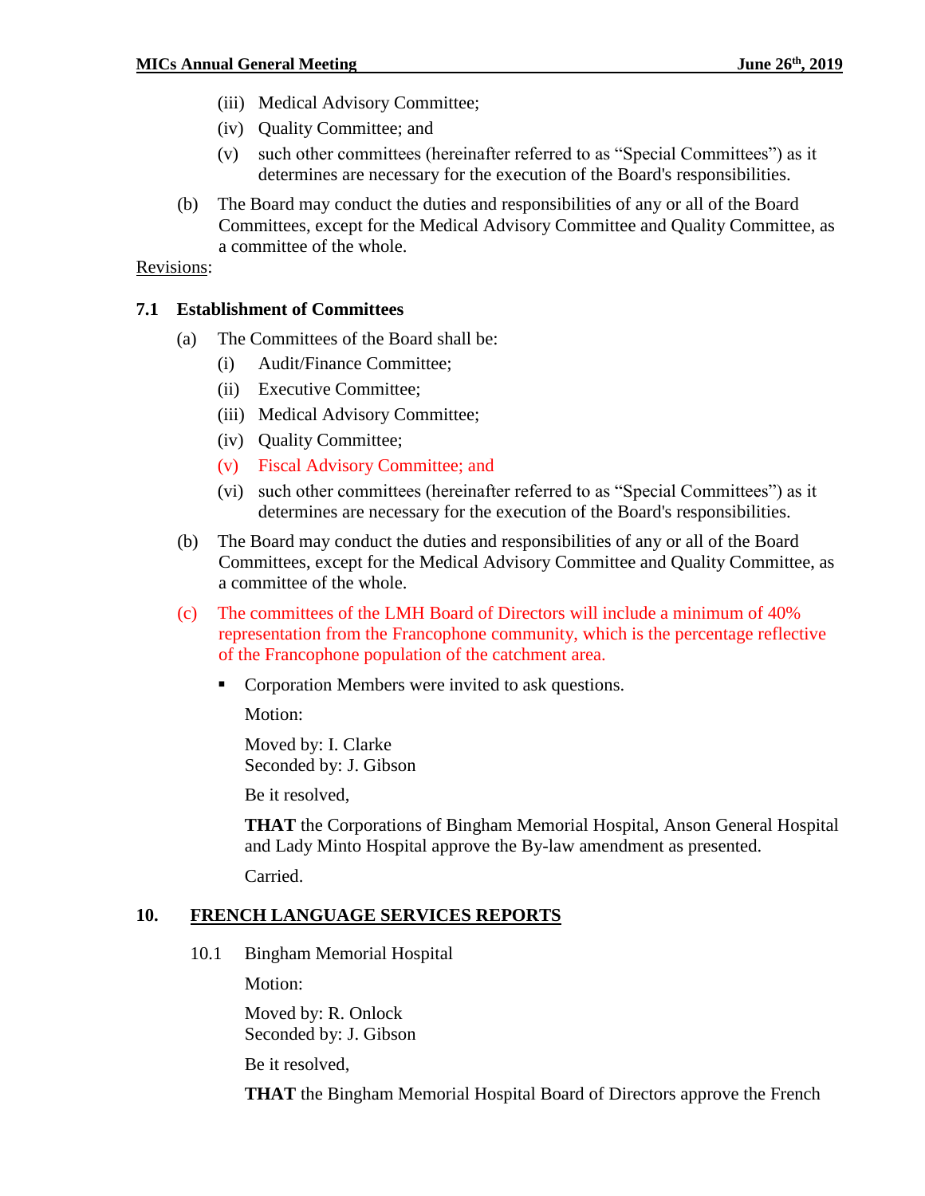(iii) Medical Advisory Committee;

(iv) Quality Committee; and

(v) such other committees (hereinafter referred to as "Special Committees") as it determines are necessary for the execution of the Board's responsibilities.

(b) The Board may conduct the duties and responsibilities of any or all of the Board Committees, except for the Medical Advisory Committee and Quality Committee, as a committee of the whole.

Revisions:

**7.1 Establishment of Committees**

(a) The Committees of the Board shall be:

(i) Audit/Finance Committee;

(ii) Executive Committee;

(iii) Medical Advisory Committee;

(iv) Quality Committee;

(v) Fiscal Advisory Committee; and

(vi) such other committees (hereinafter referred to as "Special Committees") as it determines are necessary for the execution of the Board's responsibilities.

(b) The Board may conduct the duties and responsibilities of any or all of the Board Committees, except for the Medical Advisory Committee and Quality Committee, as a committee of the whole.

(c) The committees of the LMH Board of Directors will include a minimum of 40% representation from the Francophone community, which is the percentage reflective of the Francophone population of the catchment area.

- Corporation Members were invited to ask questions.

  Motion:

  Moved by: I. Clarke
  Seconded by: J. Gibson

  Be it resolved,

  **THAT** the Corporations of Bingham Memorial Hospital, Anson General Hospital and Lady Minto Hospital approve the By-law amendment as presented.

  Carried.

## 10. FRENCH LANGUAGE SERVICES REPORTS

10.1 Bingham Memorial Hospital

Motion:

Moved by: R. Onlock
Seconded by: J. Gibson

Be it resolved,

**THAT** the Bingham Memorial Hospital Board of Directors approve the French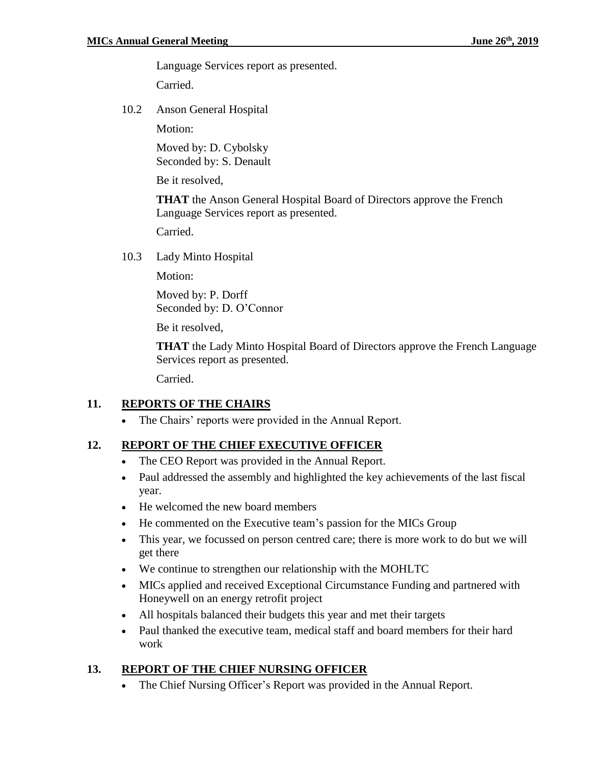Language Services report as presented.

Carried.

10.2 Anson General Hospital

Motion:

Moved by: D. Cybolsky
Seconded by: S. Denault

Be it resolved,

**THAT** the Anson General Hospital Board of Directors approve the French Language Services report as presented.

Carried.

10.3 Lady Minto Hospital

Motion:

Moved by: P. Dorff
Seconded by: D. O'Connor

Be it resolved,

**THAT** the Lady Minto Hospital Board of Directors approve the French Language Services report as presented.

Carried.

## 11. REPORTS OF THE CHAIRS

- The Chairs' reports were provided in the Annual Report.

## 12. REPORT OF THE CHIEF EXECUTIVE OFFICER

- The CEO Report was provided in the Annual Report.
- Paul addressed the assembly and highlighted the key achievements of the last fiscal year.
- He welcomed the new board members
- He commented on the Executive team's passion for the MICs Group
- This year, we focussed on person centred care; there is more work to do but we will get there
- We continue to strengthen our relationship with the MOHLTC
- MICs applied and received Exceptional Circumstance Funding and partnered with Honeywell on an energy retrofit project
- All hospitals balanced their budgets this year and met their targets
- Paul thanked the executive team, medical staff and board members for their hard work

## 13. REPORT OF THE CHIEF NURSING OFFICER

- The Chief Nursing Officer's Report was provided in the Annual Report.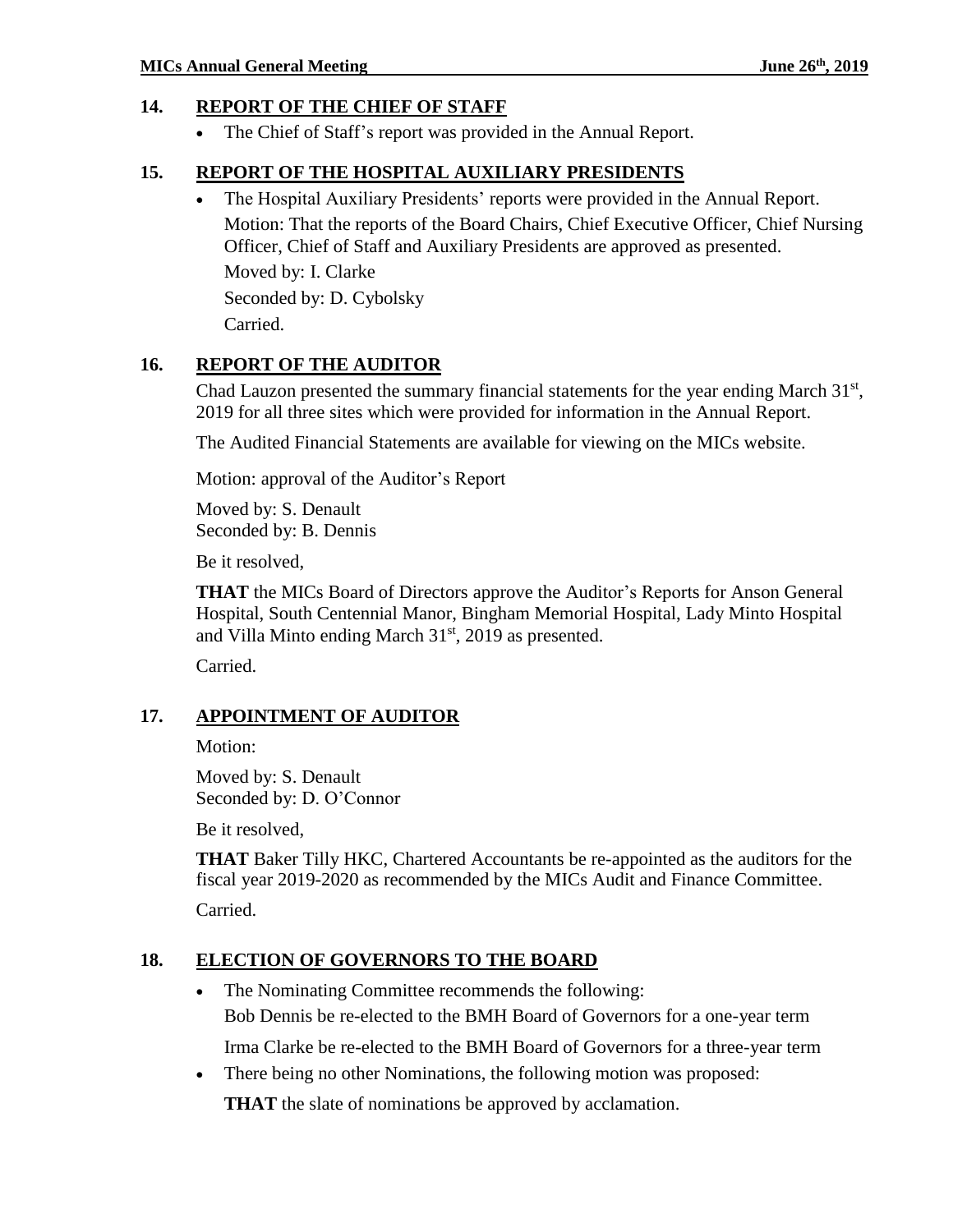## 14. REPORT OF THE CHIEF OF STAFF

- The Chief of Staff's report was provided in the Annual Report.

## 15. REPORT OF THE HOSPITAL AUXILIARY PRESIDENTS

- The Hospital Auxiliary Presidents' reports were provided in the Annual Report.

  Motion: That the reports of the Board Chairs, Chief Executive Officer, Chief Nursing Officer, Chief of Staff and Auxiliary Presidents are approved as presented.

  Moved by: I. Clarke

  Seconded by: D. Cybolsky

  Carried.

## 16. REPORT OF THE AUDITOR

Chad Lauzon presented the summary financial statements for the year ending March 31st, 2019 for all three sites which were provided for information in the Annual Report.

The Audited Financial Statements are available for viewing on the MICs website.

Motion: approval of the Auditor's Report

Moved by: S. Denault
Seconded by: B. Dennis

Be it resolved,

**THAT** the MICs Board of Directors approve the Auditor's Reports for Anson General Hospital, South Centennial Manor, Bingham Memorial Hospital, Lady Minto Hospital and Villa Minto ending March 31st, 2019 as presented.

Carried.

## 17. APPOINTMENT OF AUDITOR

Motion:

Moved by: S. Denault
Seconded by: D. O'Connor

Be it resolved,

**THAT** Baker Tilly HKC, Chartered Accountants be re-appointed as the auditors for the fiscal year 2019-2020 as recommended by the MICs Audit and Finance Committee.

Carried.

## 18. ELECTION OF GOVERNORS TO THE BOARD

- The Nominating Committee recommends the following:

  Bob Dennis be re-elected to the BMH Board of Governors for a one-year term

  Irma Clarke be re-elected to the BMH Board of Governors for a three-year term

- There being no other Nominations, the following motion was proposed:

  **THAT** the slate of nominations be approved by acclamation.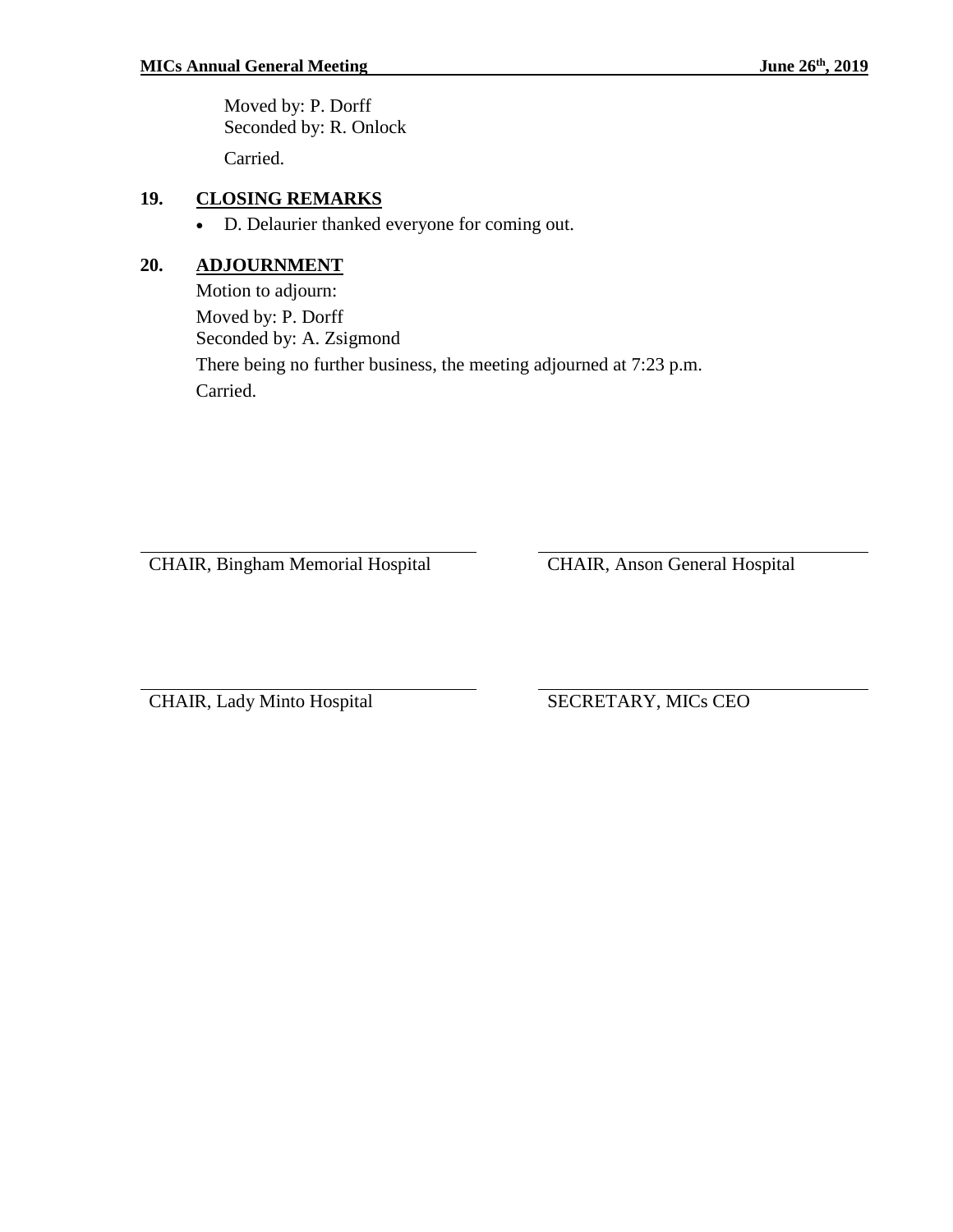Moved by: P. Dorff
Seconded by: R. Onlock

Carried.

## 19. CLOSING REMARKS

- D. Delaurier thanked everyone for coming out.

## 20. ADJOURNMENT

Motion to adjourn:

Moved by: P. Dorff
Seconded by: A. Zsigmond

There being no further business, the meeting adjourned at 7:23 p.m.

Carried.

| | |
|---|---|
| CHAIR, Bingham Memorial Hospital | CHAIR, Anson General Hospital |
| CHAIR, Lady Minto Hospital | SECRETARY, MICs CEO |